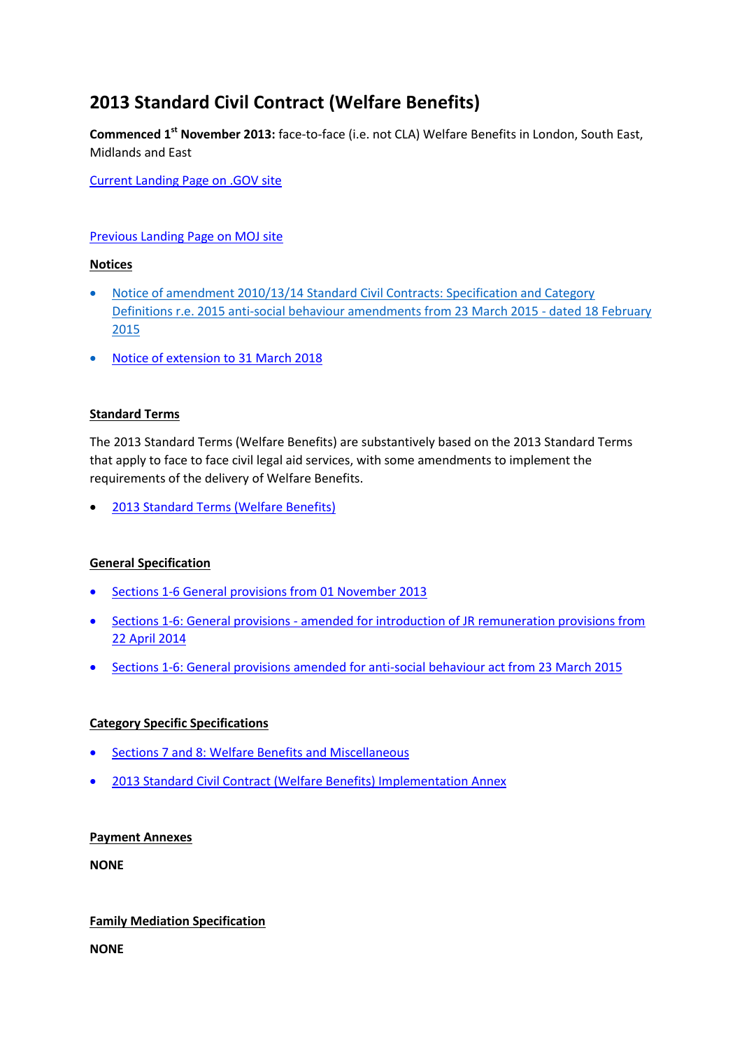# 2013 Standard Civil Contract (Welfare Benefits)

**Commenced 1st November 2013:** face-to-face (i.e. not CLA) Welfare Benefits in London, South East, Midlands and East

Current Landing Page on .GOV site

Previous Landing Page on MOJ site

**Notices**

- Notice of amendment 2010/13/14 Standard Civil Contracts: Specification and Category Definitions r.e. 2015 anti-social behaviour amendments from 23 March 2015 - dated 18 February 2015
- Notice of extension to 31 March 2018

**Standard Terms**

The 2013 Standard Terms (Welfare Benefits) are substantively based on the 2013 Standard Terms that apply to face to face civil legal aid services, with some amendments to implement the requirements of the delivery of Welfare Benefits.

- 2013 Standard Terms (Welfare Benefits)

**General Specification**

- Sections 1-6 General provisions from 01 November 2013
- Sections 1-6: General provisions - amended for introduction of JR remuneration provisions from 22 April 2014
- Sections 1-6: General provisions amended for anti-social behaviour act from 23 March 2015

**Category Specific Specifications**

- Sections 7 and 8: Welfare Benefits and Miscellaneous
- 2013 Standard Civil Contract (Welfare Benefits) Implementation Annex

**Payment Annexes**

**NONE**

**Family Mediation Specification**

**NONE**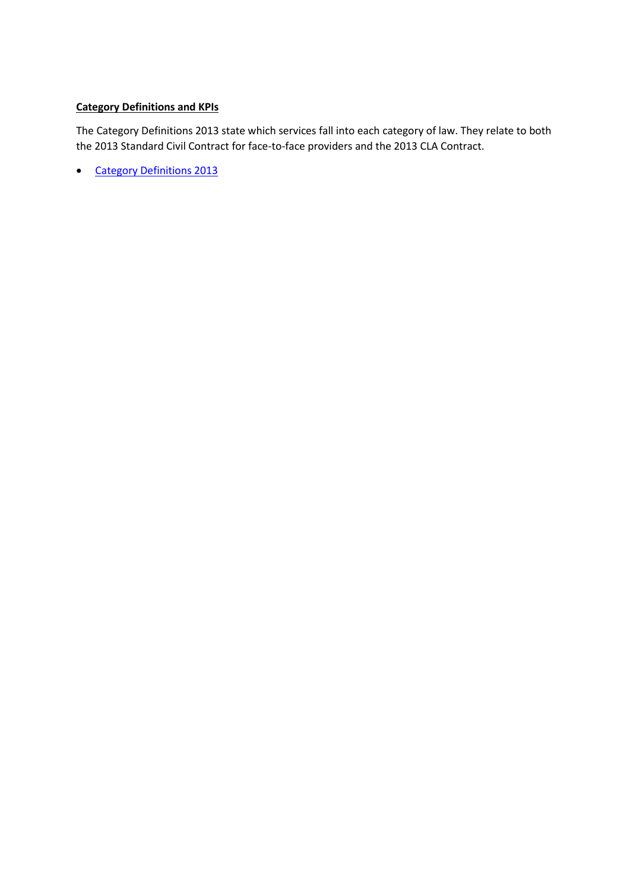**Category Definitions and KPIs**

The Category Definitions 2013 state which services fall into each category of law. They relate to both the 2013 Standard Civil Contract for face-to-face providers and the 2013 CLA Contract.

- Category Definitions 2013